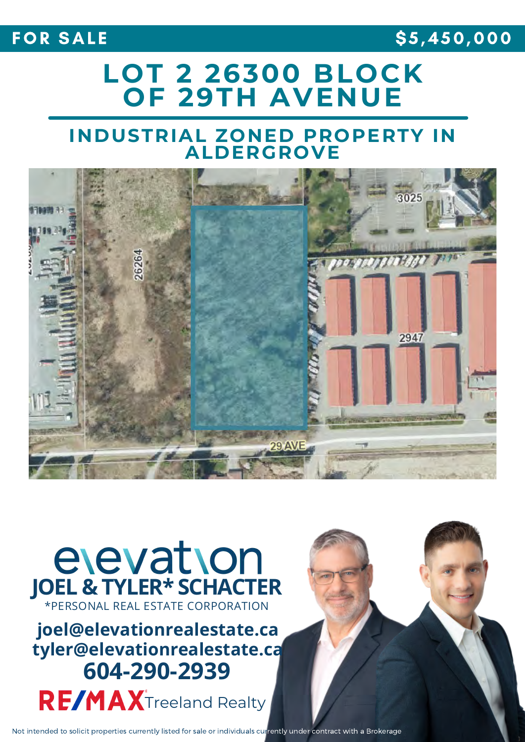**FOR SALE** **$5,450,000**

# LOT 2 26300 BLOCK OF 29TH AVENUE

## INDUSTRIAL ZONED PROPERTY IN ALDERGROVE

elevation

**JOEL & TYLER* SCHACTER**

*PERSONAL REAL ESTATE CORPORATION

**joel@elevationrealestate.ca**
**tyler@elevationrealestate.ca**
**604-290-2939**

RE/MAX Treeland Realty

Not intended to solicit properties currently listed for sale or individuals currently under contract with a Brokerage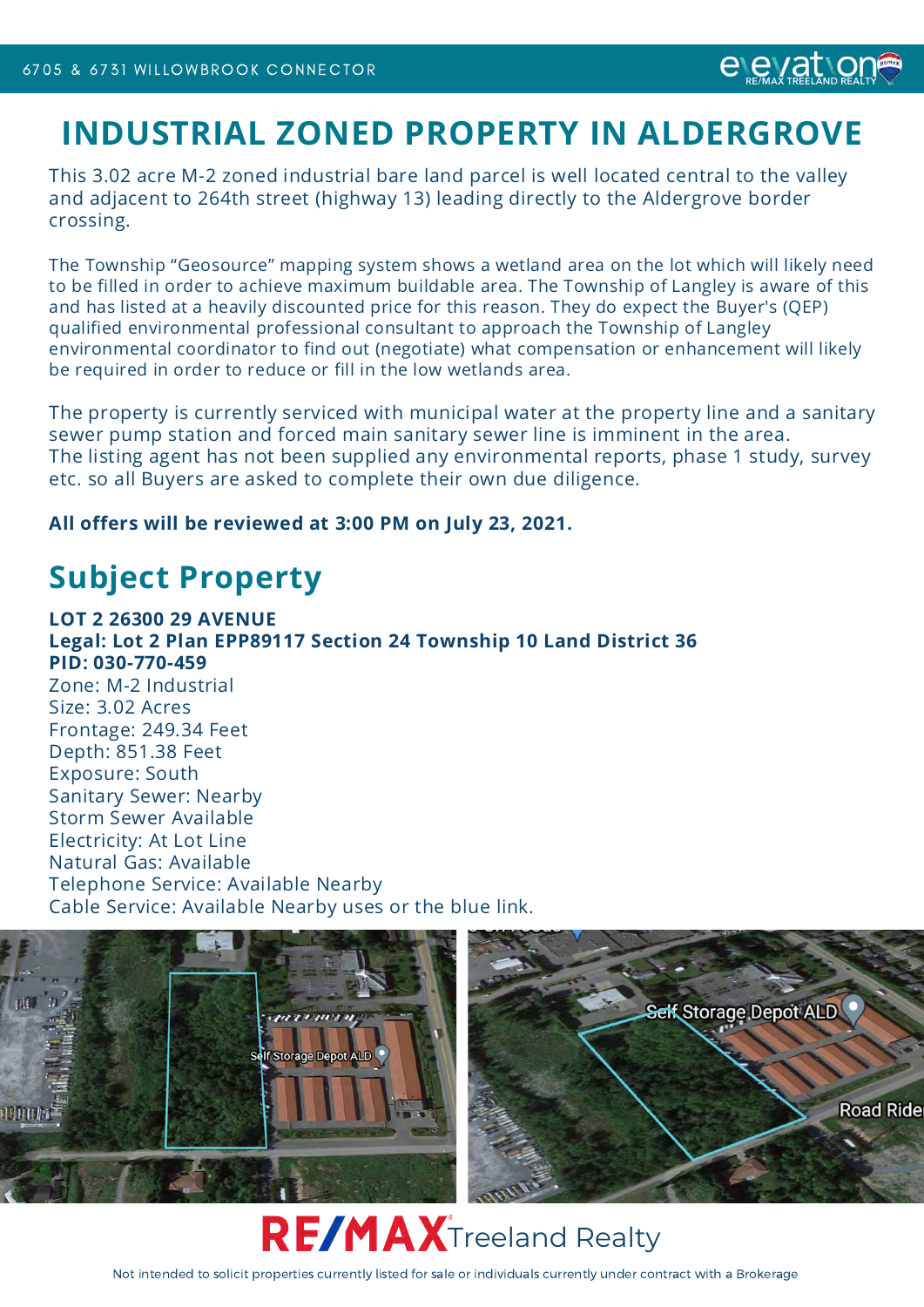# INDUSTRIAL ZONED PROPERTY IN ALDERGROVE

This 3.02 acre M-2 zoned industrial bare land parcel is well located central to the valley and adjacent to 264th street (highway 13) leading directly to the Aldergrove border crossing.

The Township "Geosource" mapping system shows a wetland area on the lot which will likely need to be filled in order to achieve maximum buildable area. The Township of Langley is aware of this and has listed at a heavily discounted price for this reason. They do expect the Buyer's (QEP) qualified environmental professional consultant to approach the Township of Langley environmental coordinator to find out (negotiate) what compensation or enhancement will likely be required in order to reduce or fill in the low wetlands area.

The property is currently serviced with municipal water at the property line and a sanitary sewer pump station and forced main sanitary sewer line is imminent in the area.
The listing agent has not been supplied any environmental reports, phase 1 study, survey etc. so all Buyers are asked to complete their own due diligence.

**All offers will be reviewed at 3:00 PM on July 23, 2021.**

## Subject Property

**LOT 2 26300 29 AVENUE**
**Legal: Lot 2 Plan EPP89117 Section 24 Township 10 Land District 36**
**PID: 030-770-459**
Zone: M-2 Industrial
Size: 3.02 Acres
Frontage: 249.34 Feet
Depth: 851.38 Feet
Exposure: South
Sanitary Sewer: Nearby
Storm Sewer Available
Electricity: At Lot Line
Natural Gas: Available
Telephone Service: Available Nearby
Cable Service: Available Nearby uses or the blue link.

RE/MAX Treeland Realty

Not intended to solicit properties currently listed for sale or individuals currently under contract with a Brokerage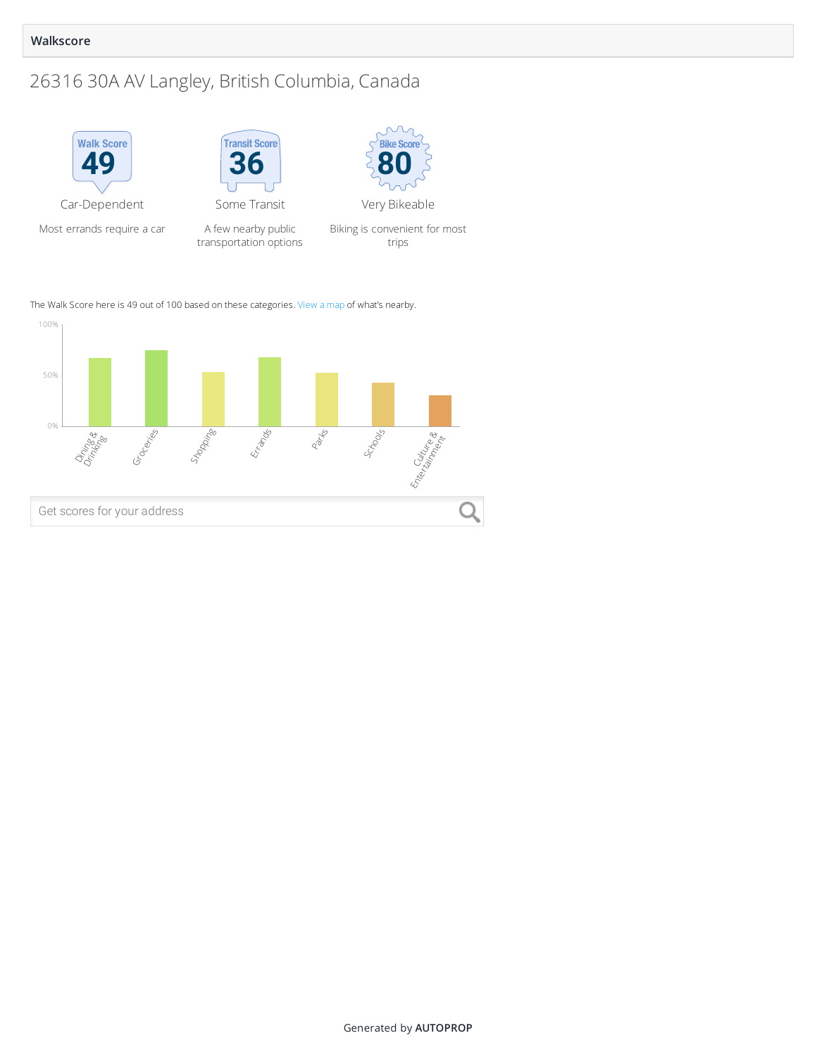## Walkscore

# 26316 30A AV Langley, British Columbia, Canada

Walk Score **49**
Car-Dependent
Most errands require a car

Transit Score **36**
Some Transit
A few nearby public transportation options

Bike Score **80**
Very Bikeable
Biking is convenient for most trips

The Walk Score here is 49 out of 100 based on these categories. View a map of what's nearby.

100%
50%
0%

Dining & Drinking
Groceries
Shopping
Errands
Parks
Schools
Culture & Entertainment

Get scores for your address

Generated by **AUTOPROP**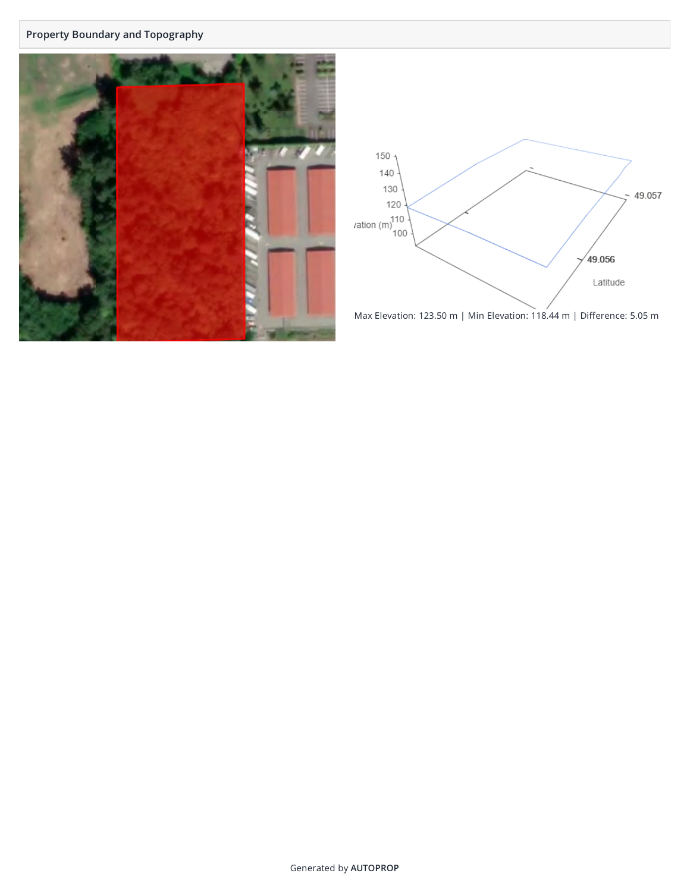## Property Boundary and Topography

Max Elevation: 123.50 m | Min Elevation: 118.44 m | Difference: 5.05 m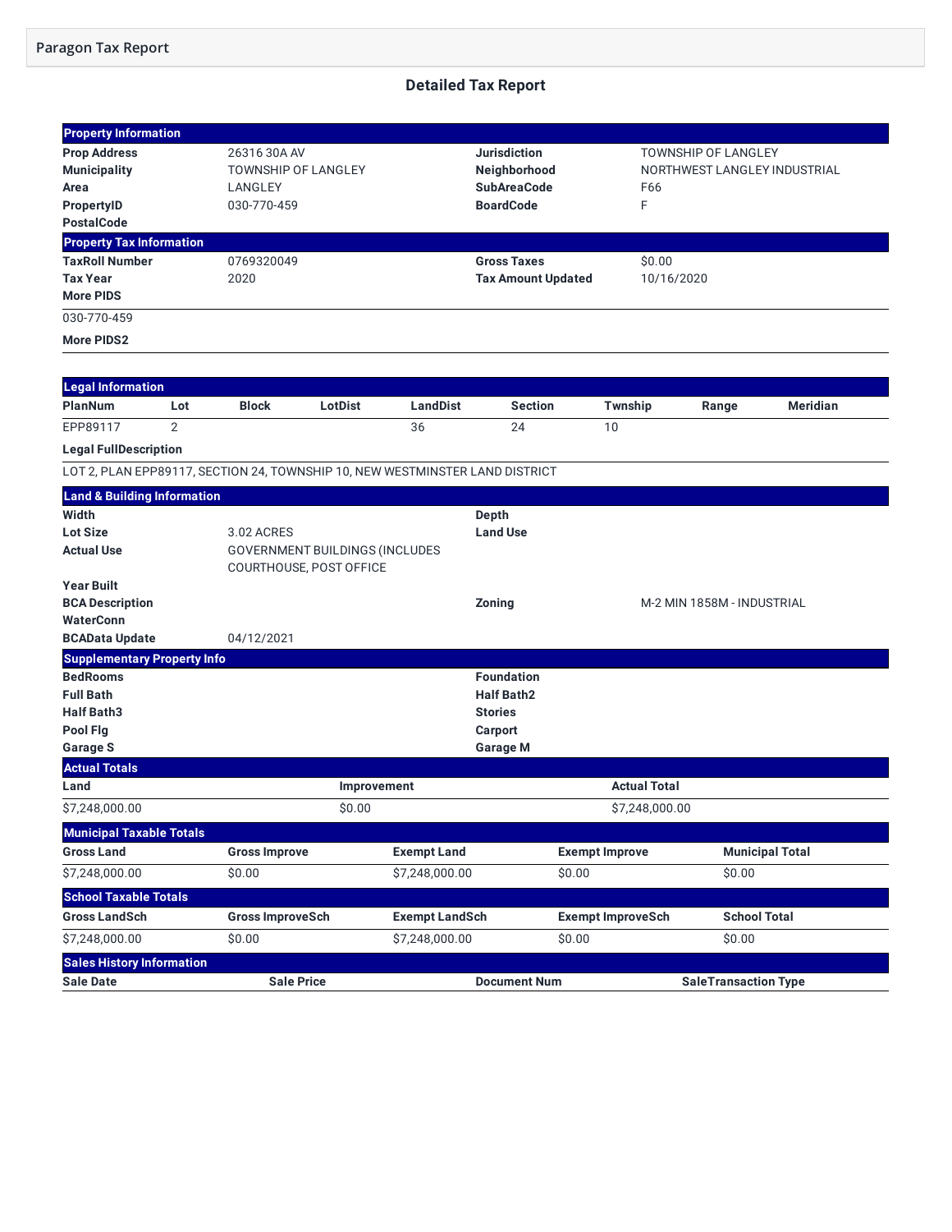Paragon Tax Report

## Detailed Tax Report

### Property Information

| | | | |
|---|---|---|---|
| **Prop Address** | 26316 30A AV | **Jurisdiction** | TOWNSHIP OF LANGLEY |
| **Municipality** | TOWNSHIP OF LANGLEY | **Neighborhood** | NORTHWEST LANGLEY INDUSTRIAL |
| **Area** | LANGLEY | **SubAreaCode** | F66 |
| **PropertyID** | 030-770-459 | **BoardCode** | F |
| **PostalCode** | | | |

### Property Tax Information

| | | | |
|---|---|---|---|
| **TaxRoll Number** | 0769320049 | **Gross Taxes** | $0.00 |
| **Tax Year** | 2020 | **Tax Amount Updated** | 10/16/2020 |
| **More PIDS** | | | |

030-770-459

**More PIDS2**

### Legal Information

| PlanNum | Lot | Block | LotDist | LandDist | Section | Twnship | Range | Meridian |
|---|---|---|---|---|---|---|---|---|
| EPP89117 | 2 | | | 36 | 24 | 10 | | |

**Legal FullDescription**

LOT 2, PLAN EPP89117, SECTION 24, TOWNSHIP 10, NEW WESTMINSTER LAND DISTRICT

### Land & Building Information

| | | | |
|---|---|---|---|
| **Width** | | **Depth** | |
| **Lot Size** | 3.02 ACRES | **Land Use** | |
| **Actual Use** | GOVERNMENT BUILDINGS (INCLUDES COURTHOUSE, POST OFFICE | | |
| **Year Built** | | | |
| **BCA Description** | | **Zoning** | M-2 MIN 1858M - INDUSTRIAL |
| **WaterConn** | | | |
| **BCAData Update** | 04/12/2021 | | |

### Supplementary Property Info

| | | | |
|---|---|---|---|
| **BedRooms** | | **Foundation** | |
| **Full Bath** | | **Half Bath2** | |
| **Half Bath3** | | **Stories** | |
| **Pool Flg** | | **Carport** | |
| **Garage S** | | **Garage M** | |

### Actual Totals

| Land | Improvement | Actual Total |
|---|---|---|
| $7,248,000.00 | $0.00 | $7,248,000.00 |

### Municipal Taxable Totals

| Gross Land | Gross Improve | Exempt Land | Exempt Improve | Municipal Total |
|---|---|---|---|---|
| $7,248,000.00 | $0.00 | $7,248,000.00 | $0.00 | $0.00 |

### School Taxable Totals

| Gross LandSch | Gross ImproveSch | Exempt LandSch | Exempt ImproveSch | School Total |
|---|---|---|---|---|
| $7,248,000.00 | $0.00 | $7,248,000.00 | $0.00 | $0.00 |

### Sales History Information

| Sale Date | Sale Price | Document Num | SaleTransaction Type |
|---|---|---|---|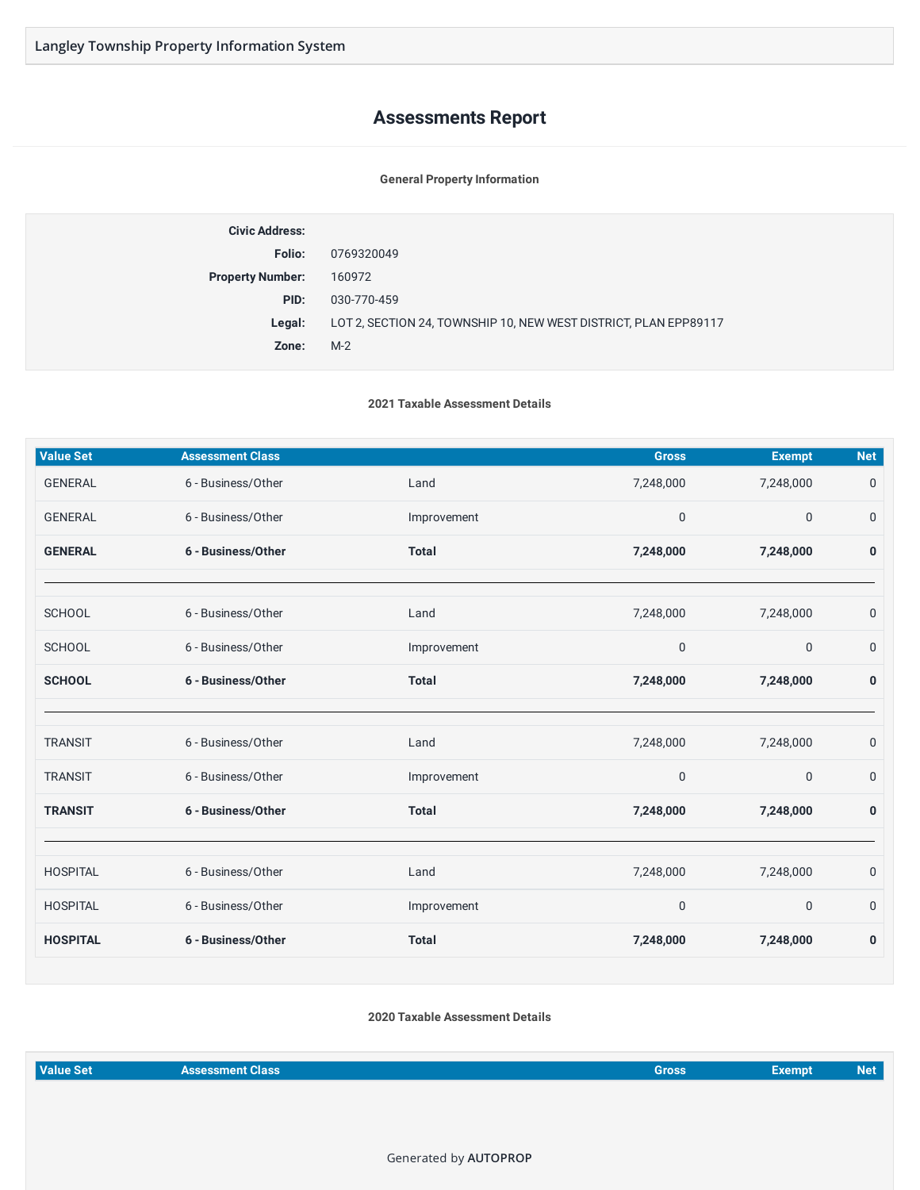Langley Township Property Information System

# Assessments Report

### General Property Information

| | |
|---|---|
| **Civic Address:** | |
| **Folio:** | 0769320049 |
| **Property Number:** | 160972 |
| **PID:** | 030-770-459 |
| **Legal:** | LOT 2, SECTION 24, TOWNSHIP 10, NEW WEST DISTRICT, PLAN EPP89117 |
| **Zone:** | M-2 |

### 2021 Taxable Assessment Details

| Value Set | Assessment Class | | Gross | Exempt | Net |
|---|---|---|---|---|---|
| GENERAL | 6 - Business/Other | Land | 7,248,000 | 7,248,000 | 0 |
| GENERAL | 6 - Business/Other | Improvement | 0 | 0 | 0 |
| **GENERAL** | **6 - Business/Other** | **Total** | **7,248,000** | **7,248,000** | **0** |
| SCHOOL | 6 - Business/Other | Land | 7,248,000 | 7,248,000 | 0 |
| SCHOOL | 6 - Business/Other | Improvement | 0 | 0 | 0 |
| **SCHOOL** | **6 - Business/Other** | **Total** | **7,248,000** | **7,248,000** | **0** |
| TRANSIT | 6 - Business/Other | Land | 7,248,000 | 7,248,000 | 0 |
| TRANSIT | 6 - Business/Other | Improvement | 0 | 0 | 0 |
| **TRANSIT** | **6 - Business/Other** | **Total** | **7,248,000** | **7,248,000** | **0** |
| HOSPITAL | 6 - Business/Other | Land | 7,248,000 | 7,248,000 | 0 |
| HOSPITAL | 6 - Business/Other | Improvement | 0 | 0 | 0 |
| **HOSPITAL** | **6 - Business/Other** | **Total** | **7,248,000** | **7,248,000** | **0** |

### 2020 Taxable Assessment Details

| Value Set | Assessment Class | | Gross | Exempt | Net |
|---|---|---|---|---|---|

Generated by AUTOPROP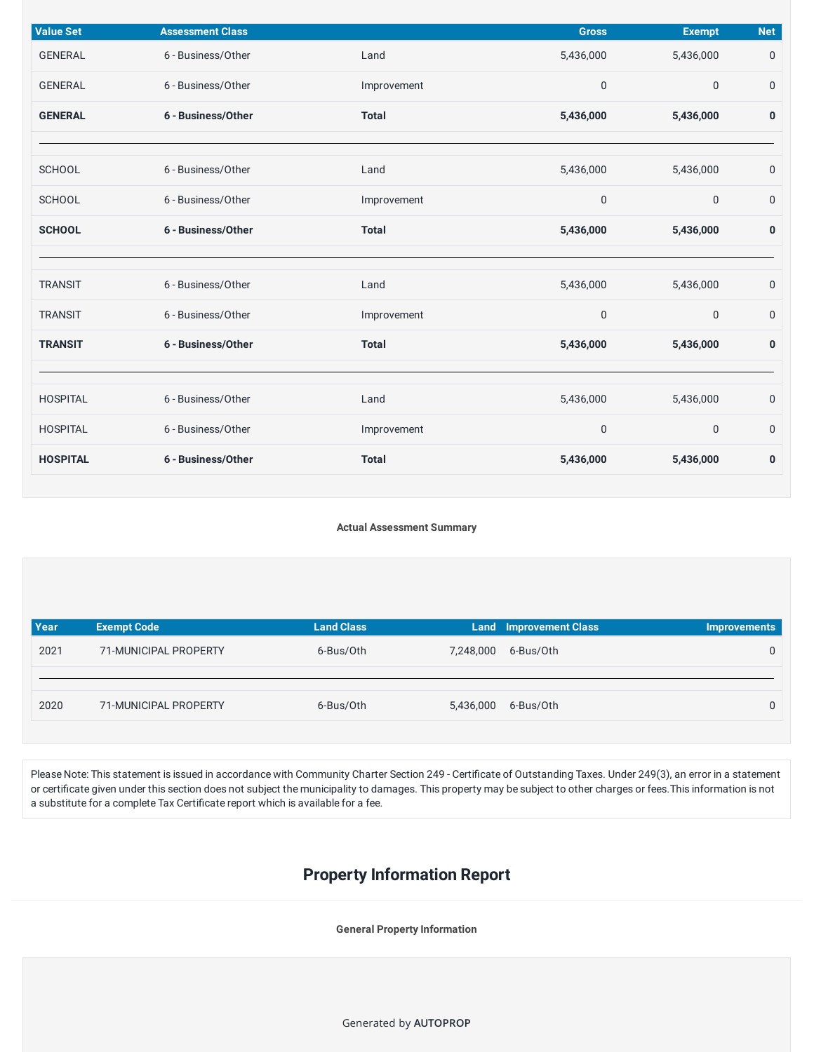| Value Set | Assessment Class | | Gross | Exempt | Net |
|---|---|---|---|---|---|
| GENERAL | 6 - Business/Other | Land | 5,436,000 | 5,436,000 | 0 |
| GENERAL | 6 - Business/Other | Improvement | 0 | 0 | 0 |
| **GENERAL** | **6 - Business/Other** | **Total** | **5,436,000** | **5,436,000** | **0** |
| SCHOOL | 6 - Business/Other | Land | 5,436,000 | 5,436,000 | 0 |
| SCHOOL | 6 - Business/Other | Improvement | 0 | 0 | 0 |
| **SCHOOL** | **6 - Business/Other** | **Total** | **5,436,000** | **5,436,000** | **0** |
| TRANSIT | 6 - Business/Other | Land | 5,436,000 | 5,436,000 | 0 |
| TRANSIT | 6 - Business/Other | Improvement | 0 | 0 | 0 |
| **TRANSIT** | **6 - Business/Other** | **Total** | **5,436,000** | **5,436,000** | **0** |
| HOSPITAL | 6 - Business/Other | Land | 5,436,000 | 5,436,000 | 0 |
| HOSPITAL | 6 - Business/Other | Improvement | 0 | 0 | 0 |
| **HOSPITAL** | **6 - Business/Other** | **Total** | **5,436,000** | **5,436,000** | **0** |

**Actual Assessment Summary**

| Year | Exempt Code | Land Class | Land | Improvement Class | Improvements |
|---|---|---|---|---|---|
| 2021 | 71-MUNICIPAL PROPERTY | 6-Bus/Oth | 7,248,000 | 6-Bus/Oth | 0 |
| 2020 | 71-MUNICIPAL PROPERTY | 6-Bus/Oth | 5,436,000 | 6-Bus/Oth | 0 |

Please Note: This statement is issued in accordance with Community Charter Section 249 - Certificate of Outstanding Taxes. Under 249(3), an error in a statement or certificate given under this section does not subject the municipality to damages. This property may be subject to other charges or fees.This information is not a substitute for a complete Tax Certificate report which is available for a fee.

## Property Information Report

**General Property Information**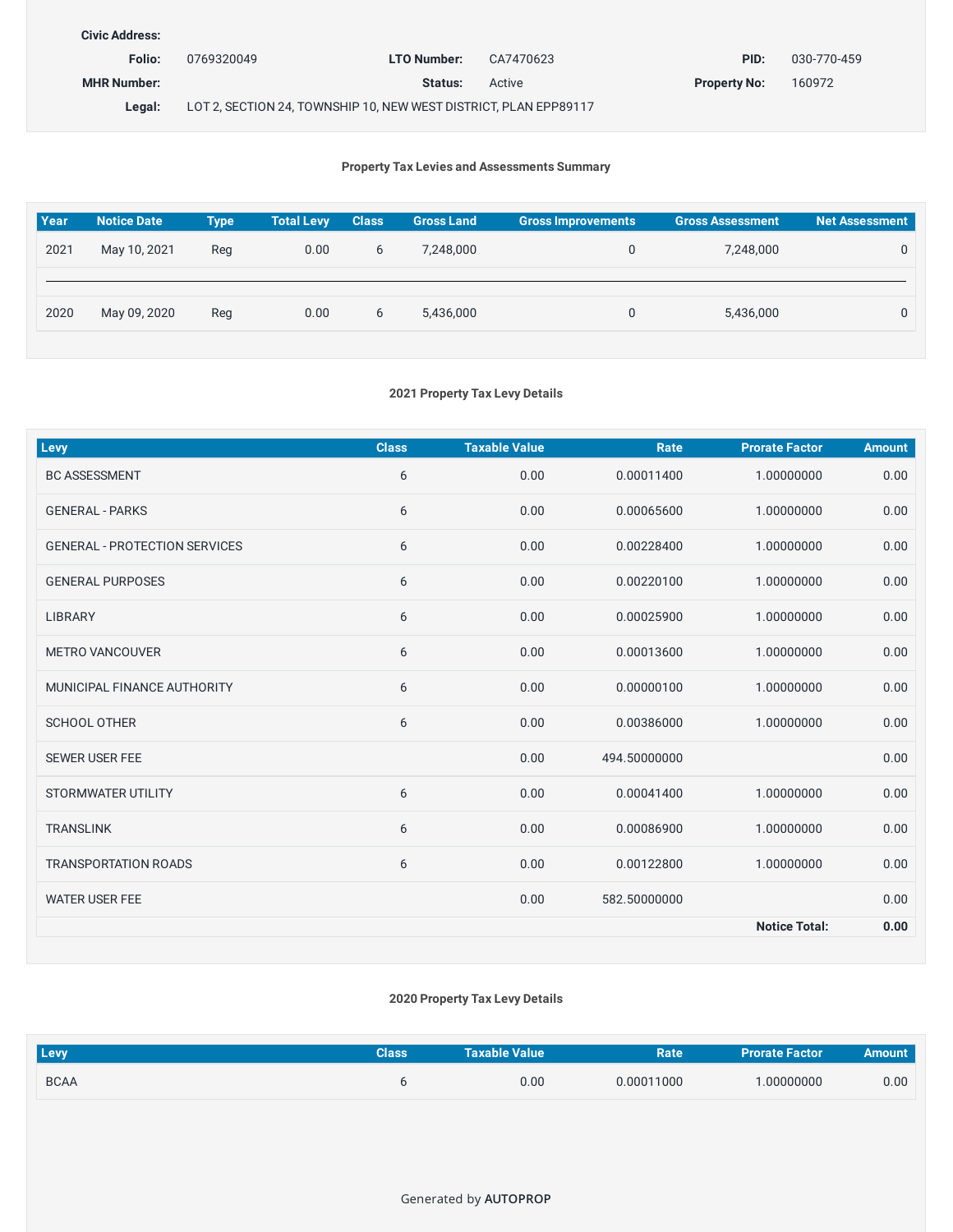**Civic Address:**

| | | | | | |
|---|---|---|---|---|---|
| **Folio:** | 0769320049 | **LTO Number:** | CA7470623 | **PID:** | 030-770-459 |
| **MHR Number:** | | **Status:** | Active | **Property No:** | 160972 |
| **Legal:** | LOT 2, SECTION 24, TOWNSHIP 10, NEW WEST DISTRICT, PLAN EPP89117 | | | | |

### Property Tax Levies and Assessments Summary

| Year | Notice Date | Type | Total Levy | Class | Gross Land | Gross Improvements | Gross Assessment | Net Assessment |
|---|---|---|---|---|---|---|---|---|
| 2021 | May 10, 2021 | Reg | 0.00 | 6 | 7,248,000 | 0 | 7,248,000 | 0 |
| 2020 | May 09, 2020 | Reg | 0.00 | 6 | 5,436,000 | 0 | 5,436,000 | 0 |

### 2021 Property Tax Levy Details

| Levy | Class | Taxable Value | Rate | Prorate Factor | Amount |
|---|---|---|---|---|---|
| BC ASSESSMENT | 6 | 0.00 | 0.00011400 | 1.00000000 | 0.00 |
| GENERAL - PARKS | 6 | 0.00 | 0.00065600 | 1.00000000 | 0.00 |
| GENERAL - PROTECTION SERVICES | 6 | 0.00 | 0.00228400 | 1.00000000 | 0.00 |
| GENERAL PURPOSES | 6 | 0.00 | 0.00220100 | 1.00000000 | 0.00 |
| LIBRARY | 6 | 0.00 | 0.00025900 | 1.00000000 | 0.00 |
| METRO VANCOUVER | 6 | 0.00 | 0.00013600 | 1.00000000 | 0.00 |
| MUNICIPAL FINANCE AUTHORITY | 6 | 0.00 | 0.00000100 | 1.00000000 | 0.00 |
| SCHOOL OTHER | 6 | 0.00 | 0.00386000 | 1.00000000 | 0.00 |
| SEWER USER FEE | | 0.00 | 494.50000000 | | 0.00 |
| STORMWATER UTILITY | 6 | 0.00 | 0.00041400 | 1.00000000 | 0.00 |
| TRANSLINK | 6 | 0.00 | 0.00086900 | 1.00000000 | 0.00 |
| TRANSPORTATION ROADS | 6 | 0.00 | 0.00122800 | 1.00000000 | 0.00 |
| WATER USER FEE | | 0.00 | 582.50000000 | | 0.00 |
| | | | | **Notice Total:** | **0.00** |

### 2020 Property Tax Levy Details

| Levy | Class | Taxable Value | Rate | Prorate Factor | Amount |
|---|---|---|---|---|---|
| BCAA | 6 | 0.00 | 0.00011000 | 1.00000000 | 0.00 |

Generated by **AUTOPROP**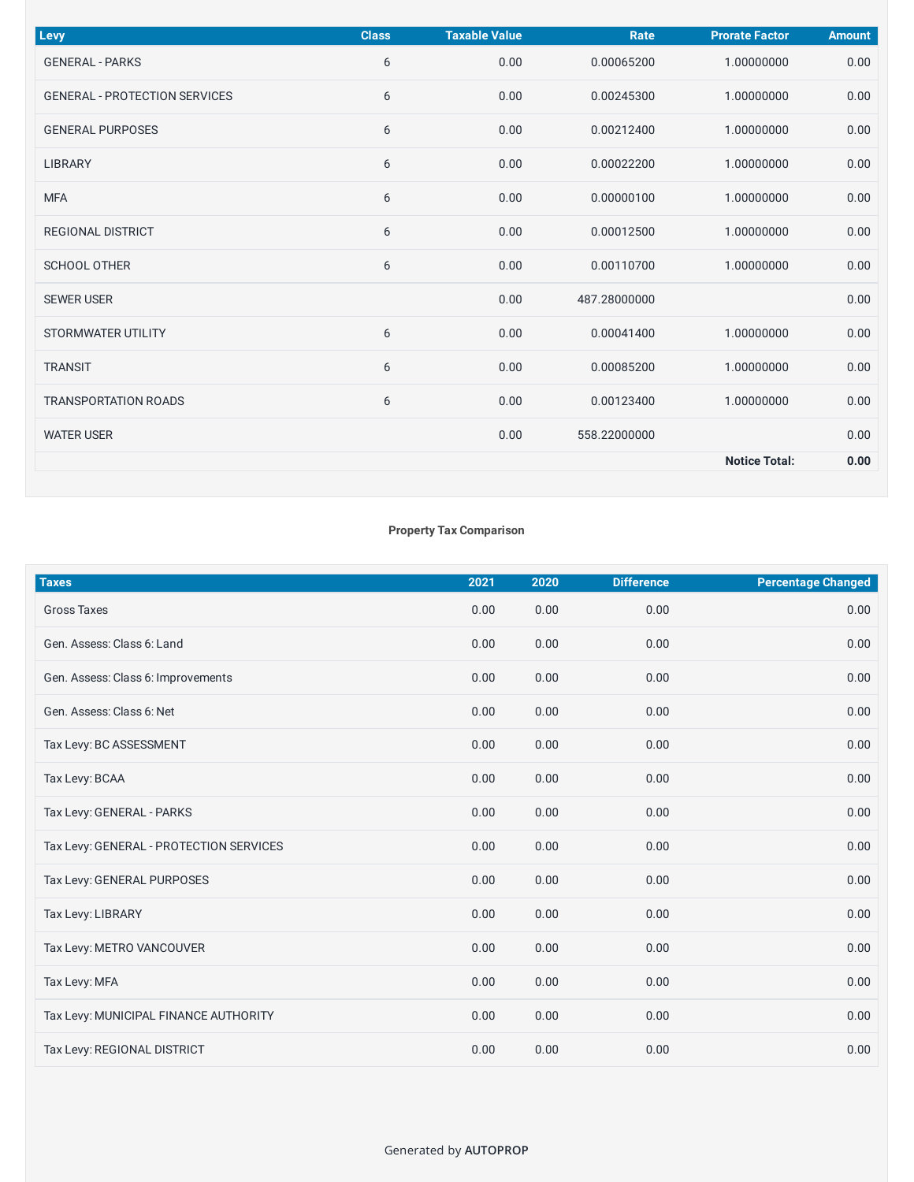| Levy | Class | Taxable Value | Rate | Prorate Factor | Amount |
| --- | --- | --- | --- | --- | --- |
| GENERAL - PARKS | 6 | 0.00 | 0.00065200 | 1.00000000 | 0.00 |
| GENERAL - PROTECTION SERVICES | 6 | 0.00 | 0.00245300 | 1.00000000 | 0.00 |
| GENERAL PURPOSES | 6 | 0.00 | 0.00212400 | 1.00000000 | 0.00 |
| LIBRARY | 6 | 0.00 | 0.00022200 | 1.00000000 | 0.00 |
| MFA | 6 | 0.00 | 0.00000100 | 1.00000000 | 0.00 |
| REGIONAL DISTRICT | 6 | 0.00 | 0.00012500 | 1.00000000 | 0.00 |
| SCHOOL OTHER | 6 | 0.00 | 0.00110700 | 1.00000000 | 0.00 |
| SEWER USER | | 0.00 | 487.28000000 | | 0.00 |
| STORMWATER UTILITY | 6 | 0.00 | 0.00041400 | 1.00000000 | 0.00 |
| TRANSIT | 6 | 0.00 | 0.00085200 | 1.00000000 | 0.00 |
| TRANSPORTATION ROADS | 6 | 0.00 | 0.00123400 | 1.00000000 | 0.00 |
| WATER USER | | 0.00 | 558.22000000 | | 0.00 |
| | | | | **Notice Total:** | **0.00** |

**Property Tax Comparison**

| Taxes | 2021 | 2020 | Difference | Percentage Changed |
| --- | --- | --- | --- | --- |
| Gross Taxes | 0.00 | 0.00 | 0.00 | 0.00 |
| Gen. Assess: Class 6: Land | 0.00 | 0.00 | 0.00 | 0.00 |
| Gen. Assess: Class 6: Improvements | 0.00 | 0.00 | 0.00 | 0.00 |
| Gen. Assess: Class 6: Net | 0.00 | 0.00 | 0.00 | 0.00 |
| Tax Levy: BC ASSESSMENT | 0.00 | 0.00 | 0.00 | 0.00 |
| Tax Levy: BCAA | 0.00 | 0.00 | 0.00 | 0.00 |
| Tax Levy: GENERAL - PARKS | 0.00 | 0.00 | 0.00 | 0.00 |
| Tax Levy: GENERAL - PROTECTION SERVICES | 0.00 | 0.00 | 0.00 | 0.00 |
| Tax Levy: GENERAL PURPOSES | 0.00 | 0.00 | 0.00 | 0.00 |
| Tax Levy: LIBRARY | 0.00 | 0.00 | 0.00 | 0.00 |
| Tax Levy: METRO VANCOUVER | 0.00 | 0.00 | 0.00 | 0.00 |
| Tax Levy: MFA | 0.00 | 0.00 | 0.00 | 0.00 |
| Tax Levy: MUNICIPAL FINANCE AUTHORITY | 0.00 | 0.00 | 0.00 | 0.00 |
| Tax Levy: REGIONAL DISTRICT | 0.00 | 0.00 | 0.00 | 0.00 |

Generated by **AUTOPROP**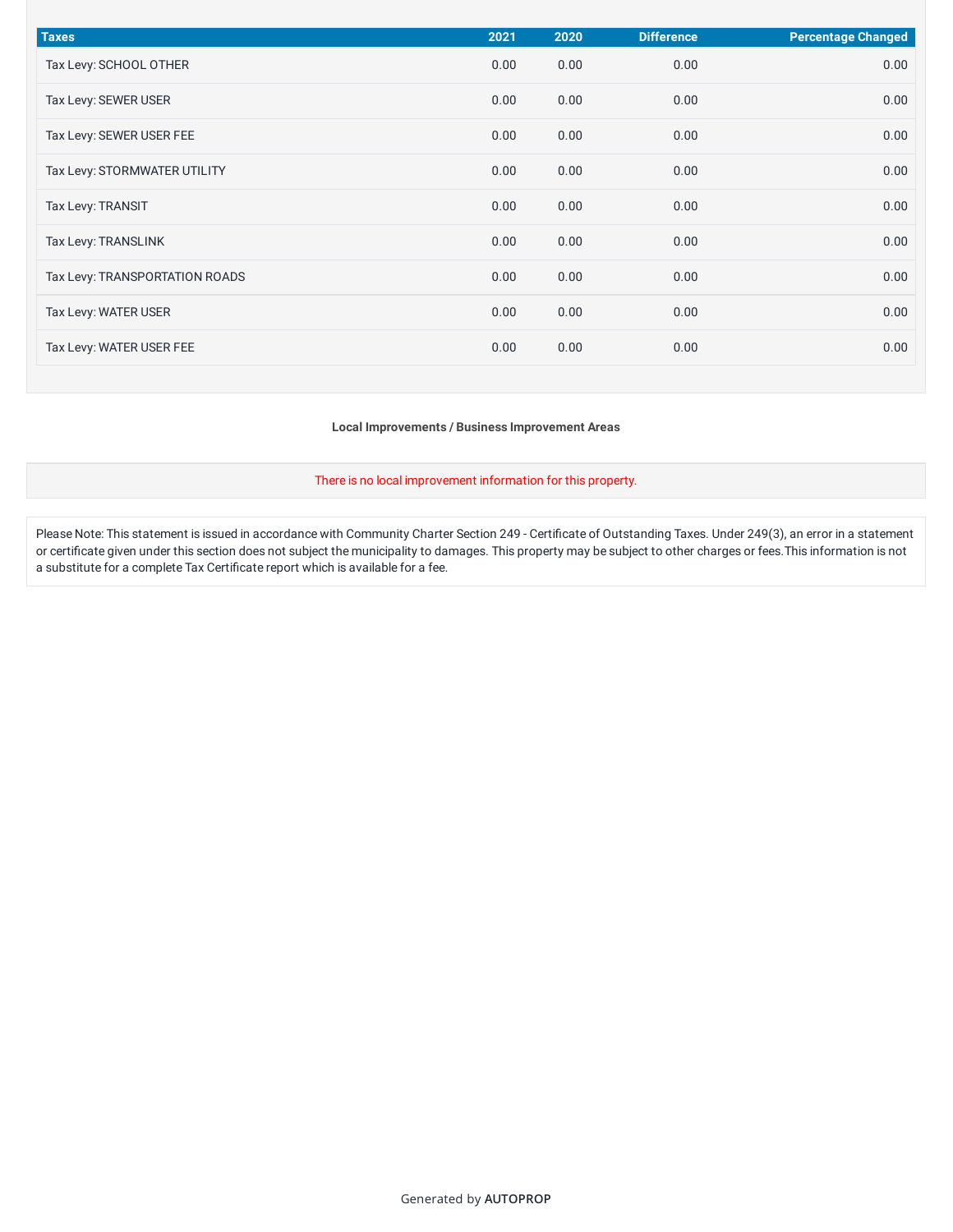| Taxes | 2021 | 2020 | Difference | Percentage Changed |
| --- | --- | --- | --- | --- |
| Tax Levy: SCHOOL OTHER | 0.00 | 0.00 | 0.00 | 0.00 |
| Tax Levy: SEWER USER | 0.00 | 0.00 | 0.00 | 0.00 |
| Tax Levy: SEWER USER FEE | 0.00 | 0.00 | 0.00 | 0.00 |
| Tax Levy: STORMWATER UTILITY | 0.00 | 0.00 | 0.00 | 0.00 |
| Tax Levy: TRANSIT | 0.00 | 0.00 | 0.00 | 0.00 |
| Tax Levy: TRANSLINK | 0.00 | 0.00 | 0.00 | 0.00 |
| Tax Levy: TRANSPORTATION ROADS | 0.00 | 0.00 | 0.00 | 0.00 |
| Tax Levy: WATER USER | 0.00 | 0.00 | 0.00 | 0.00 |
| Tax Levy: WATER USER FEE | 0.00 | 0.00 | 0.00 | 0.00 |

**Local Improvements / Business Improvement Areas**

There is no local improvement information for this property.

Please Note: This statement is issued in accordance with Community Charter Section 249 - Certificate of Outstanding Taxes. Under 249(3), an error in a statement or certificate given under this section does not subject the municipality to damages. This property may be subject to other charges or fees.This information is not a substitute for a complete Tax Certificate report which is available for a fee.

Generated by **AUTOPROP**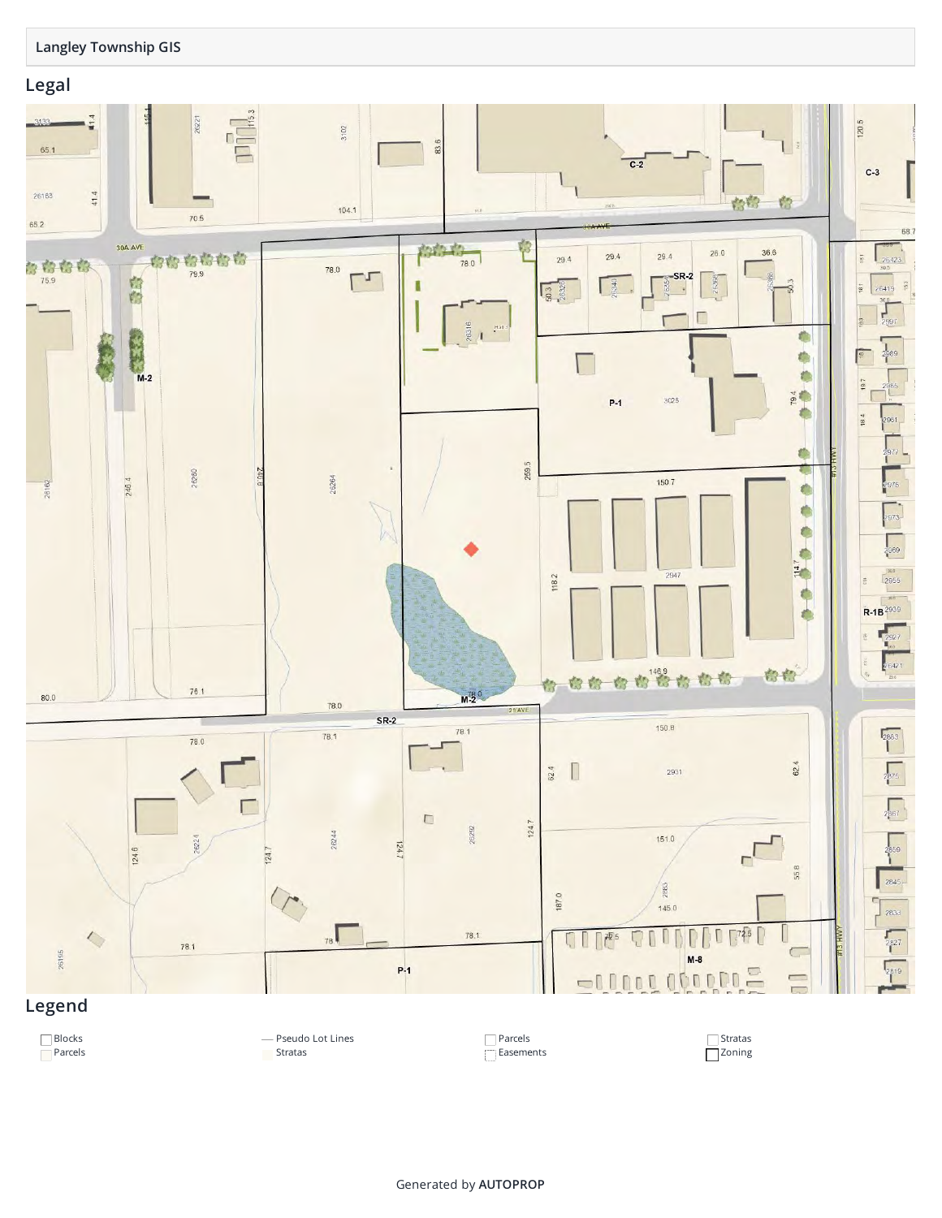Langley Township GIS

## Legal

## Legend

- Blocks
- Parcels
- Pseudo Lot Lines
- Stratas
- Parcels
- Easements
- Stratas
- Zoning

Generated by **AUTOPROP**